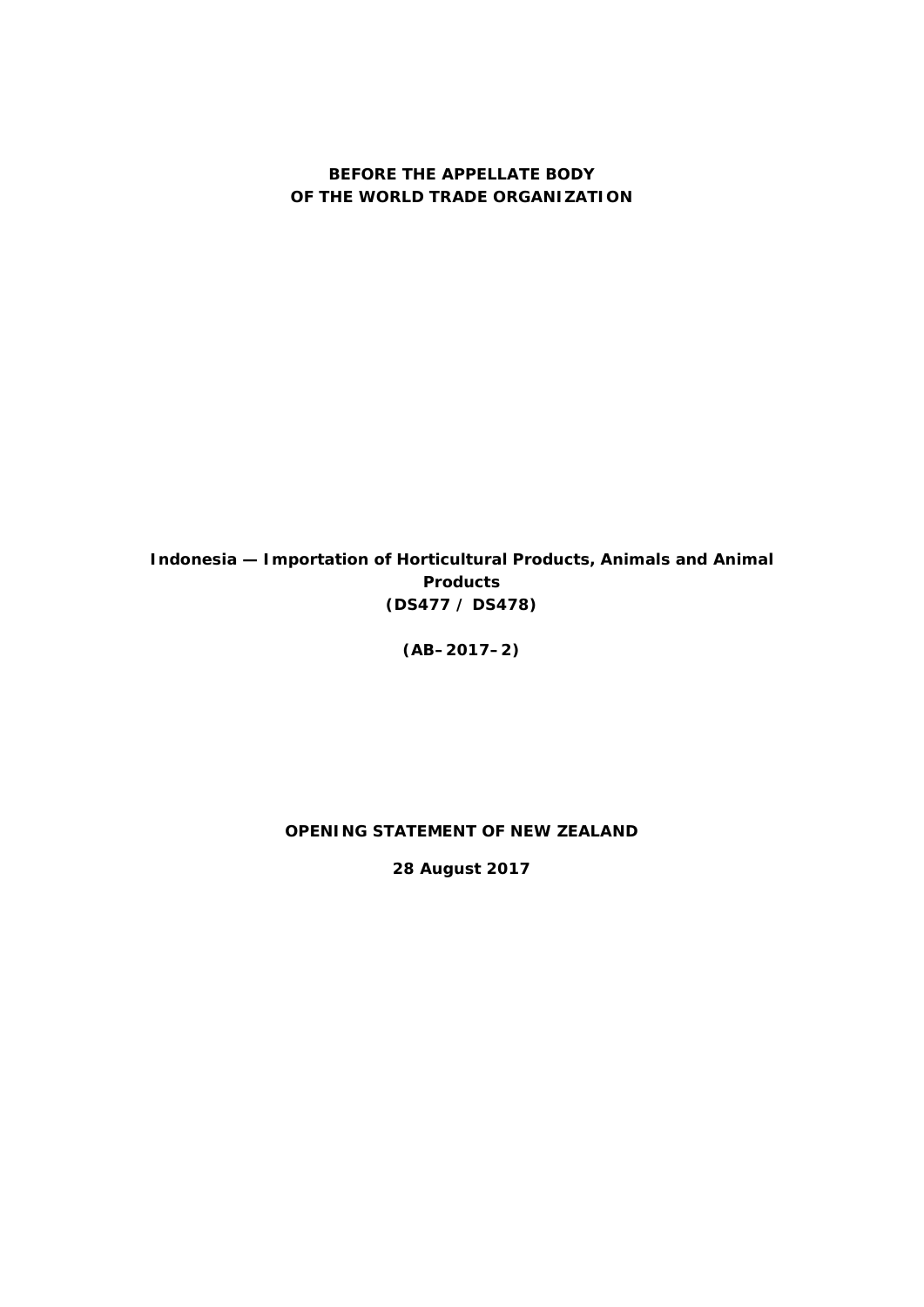**BEFORE THE APPELLATE BODY**
**OF THE WORLD TRADE ORGANIZATION**

**Indonesia — Importation of Horticultural Products, Animals and Animal Products**
**(DS477 / DS478)**

**(AB–2017–2)**

**OPENING STATEMENT OF NEW ZEALAND**

**28 August 2017**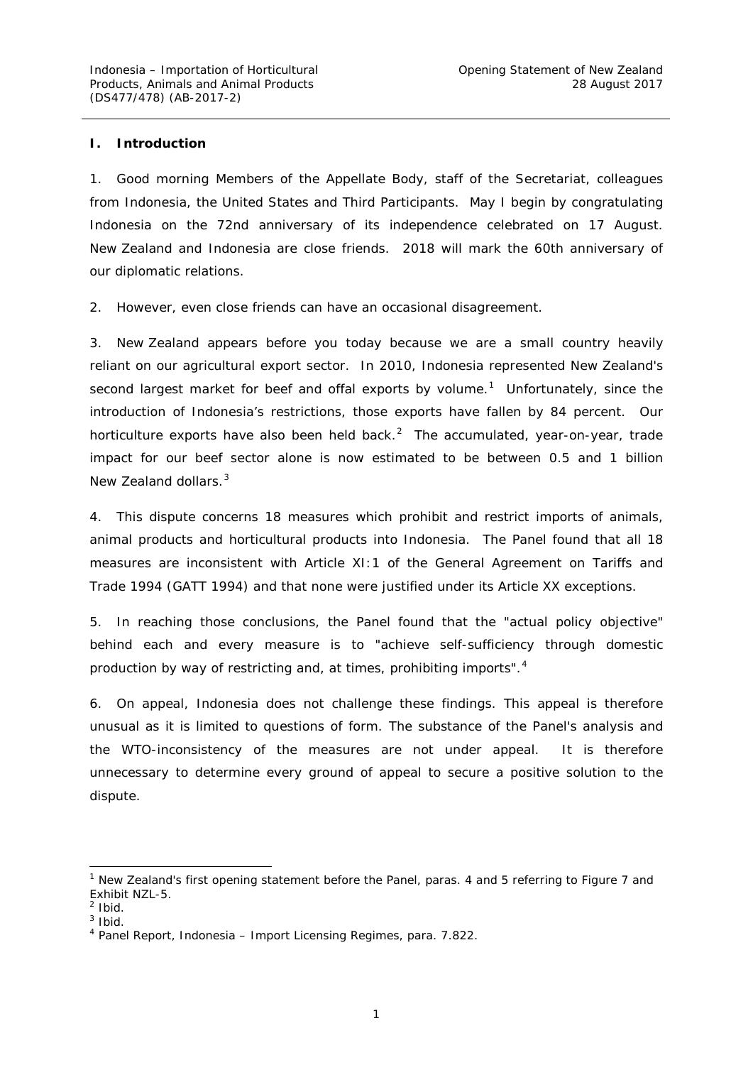## I. Introduction

1. Good morning Members of the Appellate Body, staff of the Secretariat, colleagues from Indonesia, the United States and Third Participants. May I begin by congratulating Indonesia on the 72nd anniversary of its independence celebrated on 17 August. New Zealand and Indonesia are close friends. 2018 will mark the 60th anniversary of our diplomatic relations.

2. However, even close friends can have an occasional disagreement.

3. New Zealand appears before you today because we are a small country heavily reliant on our agricultural export sector. In 2010, Indonesia represented New Zealand's second largest market for beef and offal exports by volume.[1] Unfortunately, since the introduction of Indonesia's restrictions, those exports have fallen by 84 percent. Our horticulture exports have also been held back.[2] The accumulated, year-on-year, trade impact for our beef sector alone is now estimated to be between 0.5 and 1 billion New Zealand dollars.[3]

4. This dispute concerns 18 measures which prohibit and restrict imports of animals, animal products and horticultural products into Indonesia. The Panel found that all 18 measures are inconsistent with Article XI:1 of the General Agreement on Tariffs and Trade 1994 (GATT 1994) and that none were justified under its Article XX exceptions.

5. In reaching those conclusions, the Panel found that the "actual policy objective" behind each and every measure is to "achieve self-sufficiency through domestic production by way of restricting and, at times, prohibiting imports".[4]

6. On appeal, Indonesia does not challenge these findings. This appeal is therefore unusual as it is limited to questions of form. The substance of the Panel's analysis and the WTO-inconsistency of the measures are not under appeal. It is therefore unnecessary to determine every ground of appeal to secure a positive solution to the dispute.

---

[1] New Zealand's first opening statement before the Panel, paras. 4 and 5 referring to Figure 7 and Exhibit NZL-5.

[2] Ibid.

[3] Ibid.

[4] Panel Report, Indonesia – Import Licensing Regimes, para. 7.822.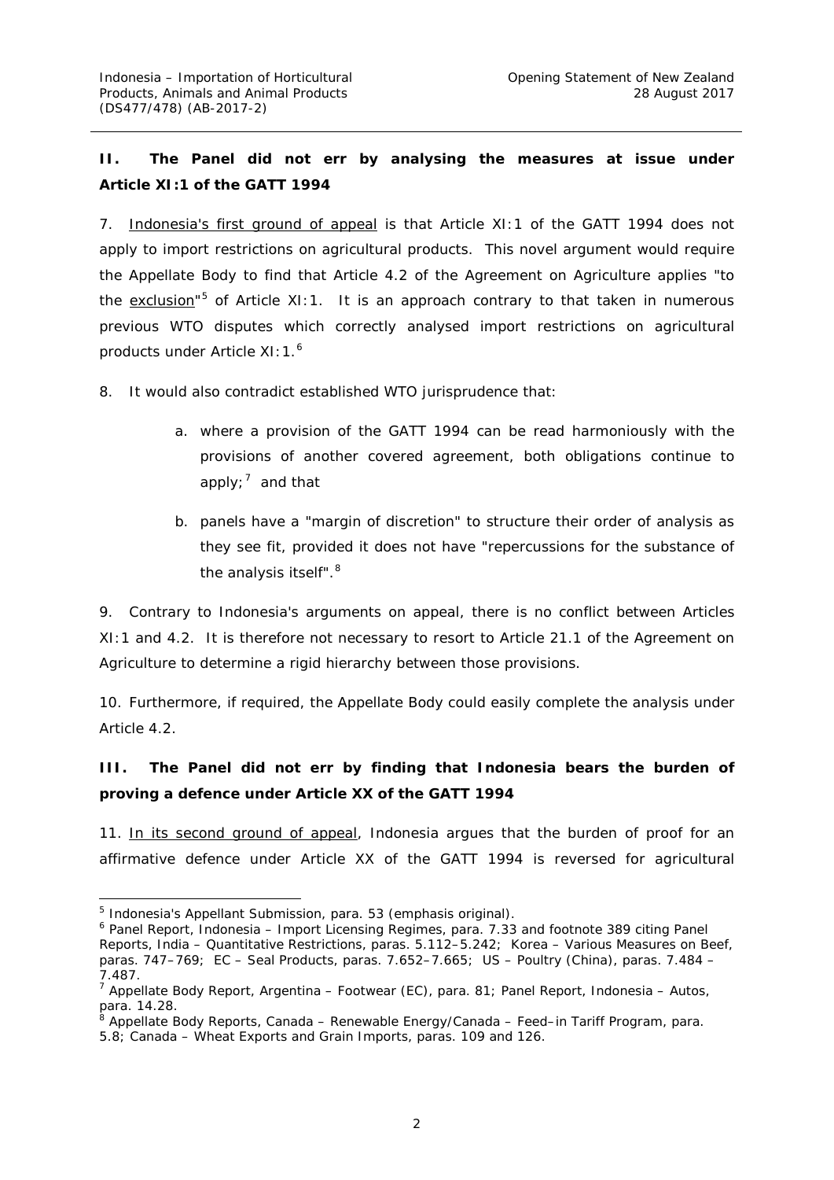## II. The Panel did not err by analysing the measures at issue under Article XI:1 of the GATT 1994

7. Indonesia's first ground of appeal is that Article XI:1 of the GATT 1994 does not apply to import restrictions on agricultural products. This novel argument would require the Appellate Body to find that Article 4.2 of the Agreement on Agriculture applies "to the exclusion"[5] of Article XI:1. It is an approach contrary to that taken in numerous previous WTO disputes which correctly analysed import restrictions on agricultural products under Article XI:1.[6]

8. It would also contradict established WTO jurisprudence that:

a. where a provision of the GATT 1994 can be read harmoniously with the provisions of another covered agreement, both obligations continue to apply;[7] and that

b. panels have a "margin of discretion" to structure their order of analysis as they see fit, provided it does not have "repercussions for the substance of the analysis itself".[8]

9. Contrary to Indonesia's arguments on appeal, there is no conflict between Articles XI:1 and 4.2. It is therefore not necessary to resort to Article 21.1 of the Agreement on Agriculture to determine a rigid hierarchy between those provisions.

10. Furthermore, if required, the Appellate Body could easily complete the analysis under Article 4.2.

## III. The Panel did not err by finding that Indonesia bears the burden of proving a defence under Article XX of the GATT 1994

11. In its second ground of appeal, Indonesia argues that the burden of proof for an affirmative defence under Article XX of the GATT 1994 is reversed for agricultural

---

[5] Indonesia's Appellant Submission, para. 53 (emphasis original).

[6] Panel Report, *Indonesia – Import Licensing Regimes*, para. 7.33 and footnote 389 citing Panel Reports, *India – Quantitative Restrictions*, paras. 5.112–5.242; *Korea – Various Measures on Beef*, paras. 747–769; *EC – Seal Products*, paras. 7.652–7.665; *US – Poultry (China)*, paras. 7.484 – 7.487.

[7] Appellate Body Report, *Argentina – Footwear (EC)*, para. 81; Panel Report, *Indonesia – Autos*, para. 14.28.

[8] Appellate Body Reports, *Canada – Renewable Energy/Canada – Feed–in Tariff Program*, para. 5.8; *Canada – Wheat Exports and Grain Imports*, paras. 109 and 126.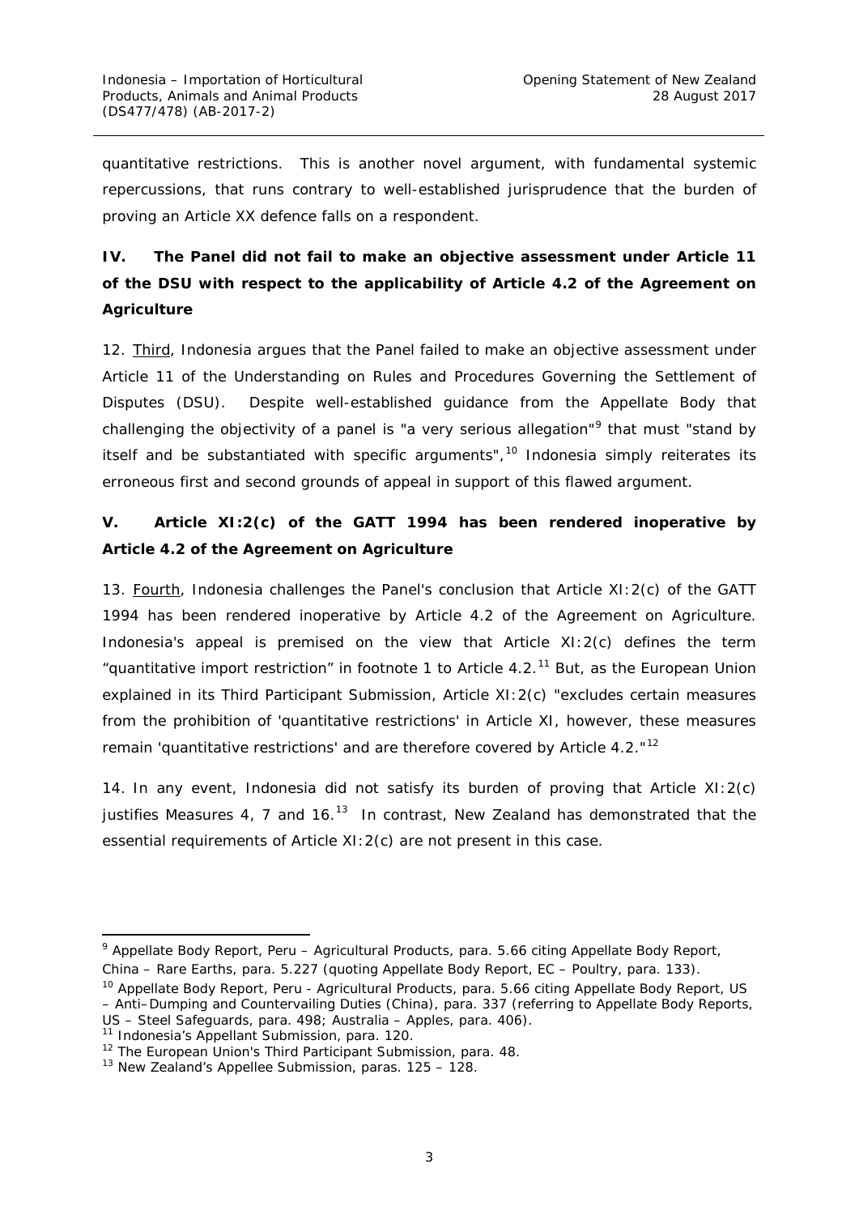quantitative restrictions. This is another novel argument, with fundamental systemic repercussions, that runs contrary to well-established jurisprudence that the burden of proving an Article XX defence falls on a respondent.

## IV. The Panel did not fail to make an objective assessment under Article 11 of the DSU with respect to the applicability of Article 4.2 of the Agreement on Agriculture

12. Third, Indonesia argues that the Panel failed to make an objective assessment under Article 11 of the Understanding on Rules and Procedures Governing the Settlement of Disputes (DSU). Despite well-established guidance from the Appellate Body that challenging the objectivity of a panel is "a very serious allegation"[9] that must "stand by itself and be substantiated with specific arguments",[10] Indonesia simply reiterates its erroneous first and second grounds of appeal in support of this flawed argument.

## V. Article XI:2(c) of the GATT 1994 has been rendered inoperative by Article 4.2 of the Agreement on Agriculture

13. Fourth, Indonesia challenges the Panel's conclusion that Article XI:2(c) of the GATT 1994 has been rendered inoperative by Article 4.2 of the Agreement on Agriculture. Indonesia's appeal is premised on the view that Article XI:2(c) defines the term "quantitative import restriction" in footnote 1 to Article 4.2.[11] But, as the European Union explained in its Third Participant Submission, Article XI:2(c) "excludes certain measures from the prohibition of 'quantitative restrictions' in Article XI, however, these measures remain 'quantitative restrictions' and are therefore covered by Article 4.2."[12]

14. In any event, Indonesia did not satisfy its burden of proving that Article XI:2(c) justifies Measures 4, 7 and 16.[13] In contrast, New Zealand has demonstrated that the essential requirements of Article XI:2(c) are not present in this case.

---

[9] Appellate Body Report, *Peru – Agricultural Products*, para. 5.66 citing Appellate Body Report, *China – Rare Earths*, para. 5.227 (quoting Appellate Body Report, *EC – Poultry*, para. 133).

[10] Appellate Body Report, *Peru - Agricultural Products*, para. 5.66 citing Appellate Body Report, *US – Anti–Dumping and Countervailing Duties (China)*, para. 337 (referring to Appellate Body Reports, *US – Steel Safeguards*, para. 498; *Australia – Apples*, para. 406).

[11] Indonesia's Appellant Submission, para. 120.

[12] The European Union's Third Participant Submission, para. 48.

[13] New Zealand's Appellee Submission, paras. 125 – 128.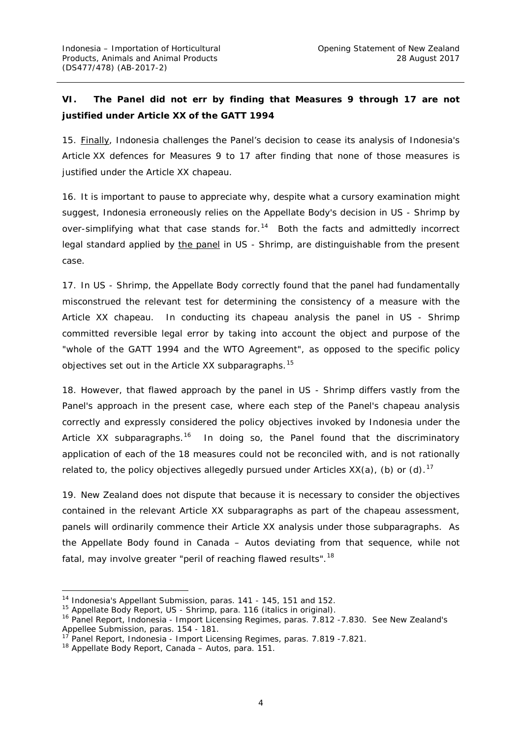## VI. The Panel did not err by finding that Measures 9 through 17 are not justified under Article XX of the GATT 1994

15. Finally, Indonesia challenges the Panel's decision to cease its analysis of Indonesia's Article XX defences for Measures 9 to 17 after finding that none of those measures is justified under the Article XX chapeau.

16. It is important to pause to appreciate why, despite what a cursory examination might suggest, Indonesia erroneously relies on the Appellate Body's decision in US - Shrimp by over-simplifying what that case stands for.[14] Both the facts and admittedly incorrect legal standard applied by the panel in US - Shrimp, are distinguishable from the present case.

17. In US - Shrimp, the Appellate Body correctly found that the panel had fundamentally misconstrued the relevant test for determining the consistency of a measure with the Article XX chapeau. In conducting its chapeau analysis the panel in US - Shrimp committed reversible legal error by taking into account the object and purpose of the "whole of the GATT 1994 and the WTO Agreement", as opposed to the specific policy objectives set out in the Article XX subparagraphs.[15]

18. However, that flawed approach by the panel in US - Shrimp differs vastly from the Panel's approach in the present case, where each step of the Panel's chapeau analysis correctly and expressly considered the policy objectives invoked by Indonesia under the Article XX subparagraphs.[16] In doing so, the Panel found that the discriminatory application of each of the 18 measures could not be reconciled with, and is not rationally related to, the policy objectives allegedly pursued under Articles XX(a), (b) or (d).[17]

19. New Zealand does not dispute that because it is necessary to consider the objectives contained in the relevant Article XX subparagraphs as part of the chapeau assessment, panels will ordinarily commence their Article XX analysis under those subparagraphs. As the Appellate Body found in Canada – Autos deviating from that sequence, while not fatal, may involve greater "peril of reaching flawed results".[18]

---

[14] Indonesia's Appellant Submission, paras. 141 - 145, 151 and 152.

[15] Appellate Body Report, US - Shrimp, para. 116 (italics in original).

[16] Panel Report, Indonesia - Import Licensing Regimes, paras. 7.812 -7.830. See New Zealand's Appellee Submission, paras. 154 - 181.

[17] Panel Report, Indonesia - Import Licensing Regimes, paras. 7.819 -7.821.

[18] Appellate Body Report, Canada – Autos, para. 151.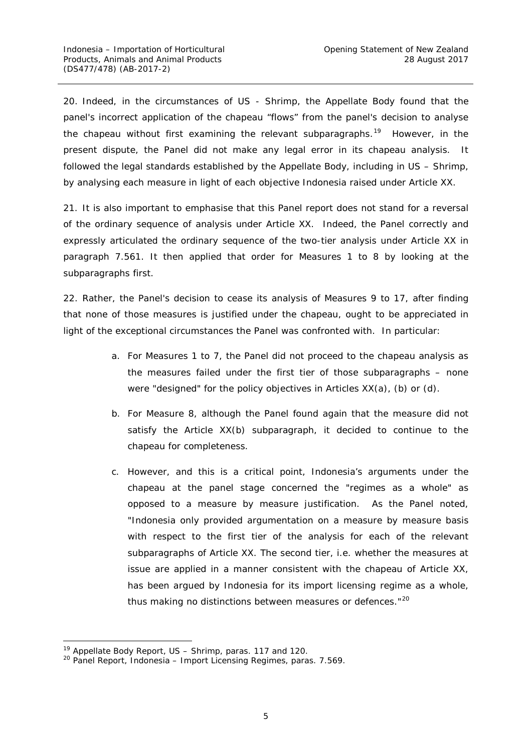20. Indeed, in the circumstances of US - Shrimp, the Appellate Body found that the panel's incorrect application of the chapeau "flows" from the panel's decision to analyse the chapeau without first examining the relevant subparagraphs.[19] However, in the present dispute, the Panel did not make any legal error in its chapeau analysis. It followed the legal standards established by the Appellate Body, including in US – Shrimp, by analysing each measure in light of each objective Indonesia raised under Article XX.

21. It is also important to emphasise that this Panel report does not stand for a reversal of the ordinary sequence of analysis under Article XX. Indeed, the Panel correctly and expressly articulated the ordinary sequence of the two-tier analysis under Article XX in paragraph 7.561. It then applied that order for Measures 1 to 8 by looking at the subparagraphs first.

22. Rather, the Panel's decision to cease its analysis of Measures 9 to 17, after finding that none of those measures is justified under the chapeau, ought to be appreciated in light of the exceptional circumstances the Panel was confronted with. In particular:

a. For Measures 1 to 7, the Panel did not proceed to the chapeau analysis as the measures failed under the first tier of those subparagraphs – none were "designed" for the policy objectives in Articles XX(a), (b) or (d).

b. For Measure 8, although the Panel found again that the measure did not satisfy the Article XX(b) subparagraph, it decided to continue to the chapeau for completeness.

c. However, and this is a critical point, Indonesia's arguments under the chapeau at the panel stage concerned the "regimes as a whole" as opposed to a measure by measure justification. As the Panel noted, "Indonesia only provided argumentation on a measure by measure basis with respect to the first tier of the analysis for each of the relevant subparagraphs of Article XX. The second tier, i.e. whether the measures at issue are applied in a manner consistent with the chapeau of Article XX, has been argued by Indonesia for its import licensing regime as a whole, thus making no distinctions between measures or defences."[20]

---

[19] Appellate Body Report, US – Shrimp, paras. 117 and 120.

[20] Panel Report, Indonesia – Import Licensing Regimes, paras. 7.569.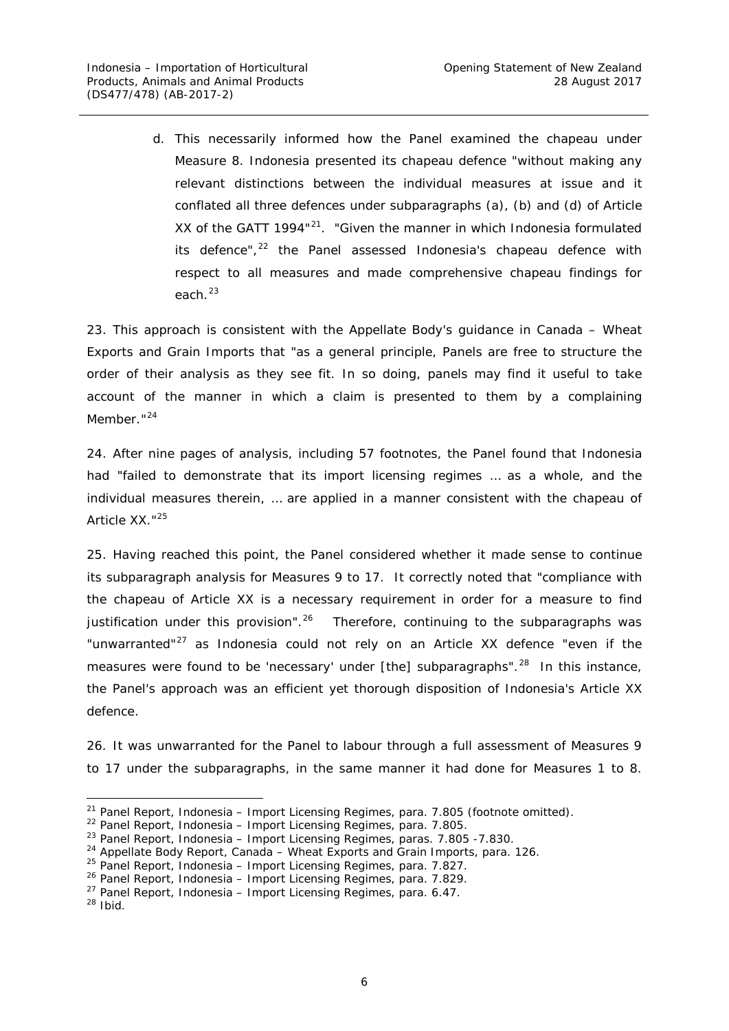d. This necessarily informed how the Panel examined the chapeau under Measure 8. Indonesia presented its chapeau defence "without making any relevant distinctions between the individual measures at issue and it conflated all three defences under subparagraphs (a), (b) and (d) of Article XX of the GATT 1994"[21]. "Given the manner in which Indonesia formulated its defence",[22] the Panel assessed Indonesia's chapeau defence with respect to all measures and made comprehensive chapeau findings for each.[23]

23. This approach is consistent with the Appellate Body's guidance in *Canada – Wheat Exports and Grain Imports* that "as a general principle, Panels are free to structure the order of their analysis as they see fit. In so doing, panels may find it useful to take account of the manner in which a claim is presented to them by a complaining Member."[24]

24. After nine pages of analysis, including 57 footnotes, the Panel found that Indonesia had "failed to demonstrate that its import licensing regimes … as a whole, and the individual measures therein, … are applied in a manner consistent with the chapeau of Article XX."[25]

25. Having reached this point, the Panel considered whether it made sense to continue its subparagraph analysis for Measures 9 to 17. It correctly noted that "compliance with the chapeau of Article XX is a necessary requirement in order for a measure to find justification under this provision".[26] Therefore, continuing to the subparagraphs was "unwarranted"[27] as Indonesia could not rely on an Article XX defence "even if the measures were found to be 'necessary' under [the] subparagraphs".[28] In this instance, the Panel's approach was an efficient yet thorough disposition of Indonesia's Article XX defence.

26. It was unwarranted for the Panel to labour through a full assessment of Measures 9 to 17 under the subparagraphs, in the same manner it had done for Measures 1 to 8.

---

[21] Panel Report, *Indonesia – Import Licensing Regimes*, para. 7.805 (footnote omitted).
[22] Panel Report, *Indonesia – Import Licensing Regimes*, para. 7.805.
[23] Panel Report, *Indonesia – Import Licensing Regimes*, paras. 7.805 -7.830.
[24] Appellate Body Report, *Canada – Wheat Exports and Grain Imports*, para. 126.
[25] Panel Report, *Indonesia – Import Licensing Regimes*, para. 7.827.
[26] Panel Report, *Indonesia – Import Licensing Regimes*, para. 7.829.
[27] Panel Report, *Indonesia – Import Licensing Regimes*, para. 6.47.
[28] Ibid.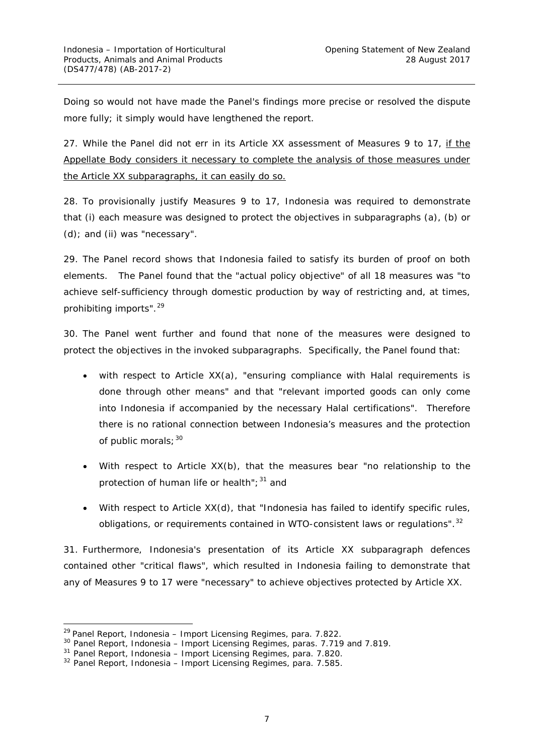Doing so would not have made the Panel's findings more precise or resolved the dispute more fully; it simply would have lengthened the report.

27. While the Panel did not err in its Article XX assessment of Measures 9 to 17, <u>if the Appellate Body considers it necessary to complete the analysis of those measures under the Article XX subparagraphs, it can easily do so.</u>

28. To provisionally justify Measures 9 to 17, Indonesia was required to demonstrate that (i) each measure was designed to protect the objectives in subparagraphs (a), (b) or (d); and (ii) was "necessary".

29. The Panel record shows that Indonesia failed to satisfy its burden of proof on both elements. The Panel found that the "actual policy objective" of all 18 measures was "to achieve self-sufficiency through domestic production by way of restricting and, at times, prohibiting imports".[29]

30. The Panel went further and found that none of the measures were designed to protect the objectives in the invoked subparagraphs. Specifically, the Panel found that:

- with respect to Article XX(a), "ensuring compliance with Halal requirements is done through other means" and that "relevant imported goods can only come into Indonesia if accompanied by the necessary Halal certifications". Therefore there is no rational connection between Indonesia's measures and the protection of public morals;[30]
- With respect to Article XX(b), that the measures bear "no relationship to the protection of human life or health";[31] and
- With respect to Article XX(d), that "Indonesia has failed to identify specific rules, obligations, or requirements contained in WTO-consistent laws or regulations".[32]

31. Furthermore, Indonesia's presentation of its Article XX subparagraph defences contained other "critical flaws", which resulted in Indonesia failing to demonstrate that any of Measures 9 to 17 were "necessary" to achieve objectives protected by Article XX.

---

[29] Panel Report, *Indonesia – Import Licensing Regimes*, para. 7.822.
[30] Panel Report, *Indonesia – Import Licensing Regimes*, paras. 7.719 and 7.819.
[31] Panel Report, *Indonesia – Import Licensing Regimes*, para. 7.820.
[32] Panel Report, *Indonesia – Import Licensing Regimes*, para. 7.585.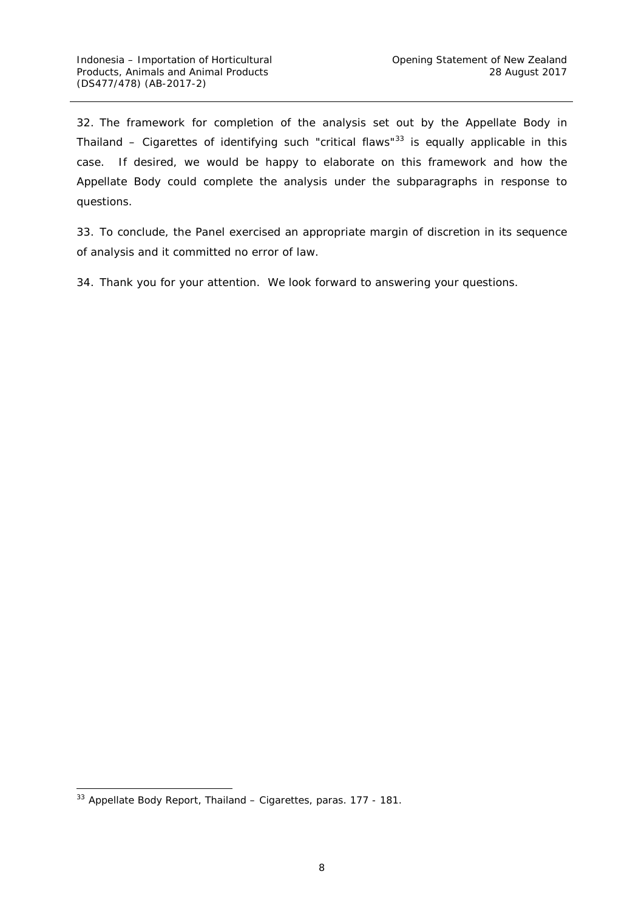32. The framework for completion of the analysis set out by the Appellate Body in *Thailand – Cigarettes* of identifying such "critical flaws"[33] is equally applicable in this case. If desired, we would be happy to elaborate on this framework and how the Appellate Body could complete the analysis under the subparagraphs in response to questions.

33. To conclude, the Panel exercised an appropriate margin of discretion in its sequence of analysis and it committed no error of law.

34. Thank you for your attention. We look forward to answering your questions.

[33] Appellate Body Report, *Thailand – Cigarettes*, paras. 177 - 181.